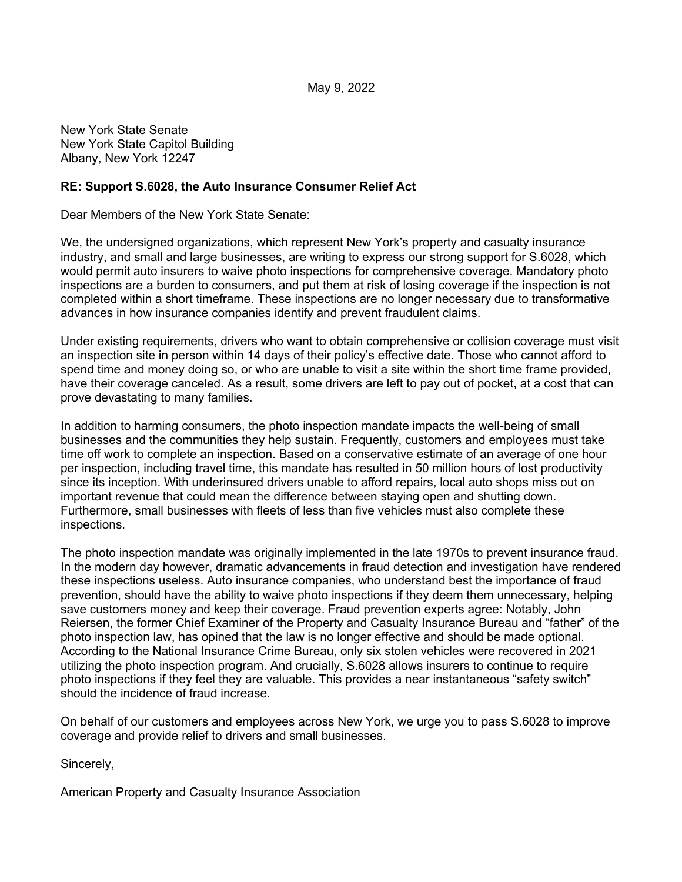May 9, 2022

New York State Senate
New York State Capitol Building
Albany, New York 12247

**RE: Support S.6028, the Auto Insurance Consumer Relief Act**

Dear Members of the New York State Senate:

We, the undersigned organizations, which represent New York's property and casualty insurance industry, and small and large businesses, are writing to express our strong support for S.6028, which would permit auto insurers to waive photo inspections for comprehensive coverage. Mandatory photo inspections are a burden to consumers, and put them at risk of losing coverage if the inspection is not completed within a short timeframe. These inspections are no longer necessary due to transformative advances in how insurance companies identify and prevent fraudulent claims.

Under existing requirements, drivers who want to obtain comprehensive or collision coverage must visit an inspection site in person within 14 days of their policy's effective date. Those who cannot afford to spend time and money doing so, or who are unable to visit a site within the short time frame provided, have their coverage canceled. As a result, some drivers are left to pay out of pocket, at a cost that can prove devastating to many families.

In addition to harming consumers, the photo inspection mandate impacts the well-being of small businesses and the communities they help sustain. Frequently, customers and employees must take time off work to complete an inspection. Based on a conservative estimate of an average of one hour per inspection, including travel time, this mandate has resulted in 50 million hours of lost productivity since its inception. With underinsured drivers unable to afford repairs, local auto shops miss out on important revenue that could mean the difference between staying open and shutting down. Furthermore, small businesses with fleets of less than five vehicles must also complete these inspections.

The photo inspection mandate was originally implemented in the late 1970s to prevent insurance fraud. In the modern day however, dramatic advancements in fraud detection and investigation have rendered these inspections useless. Auto insurance companies, who understand best the importance of fraud prevention, should have the ability to waive photo inspections if they deem them unnecessary, helping save customers money and keep their coverage. Fraud prevention experts agree: Notably, John Reiersen, the former Chief Examiner of the Property and Casualty Insurance Bureau and "father" of the photo inspection law, has opined that the law is no longer effective and should be made optional. According to the National Insurance Crime Bureau, only six stolen vehicles were recovered in 2021 utilizing the photo inspection program. And crucially, S.6028 allows insurers to continue to require photo inspections if they feel they are valuable. This provides a near instantaneous "safety switch" should the incidence of fraud increase.

On behalf of our customers and employees across New York, we urge you to pass S.6028 to improve coverage and provide relief to drivers and small businesses.

Sincerely,

American Property and Casualty Insurance Association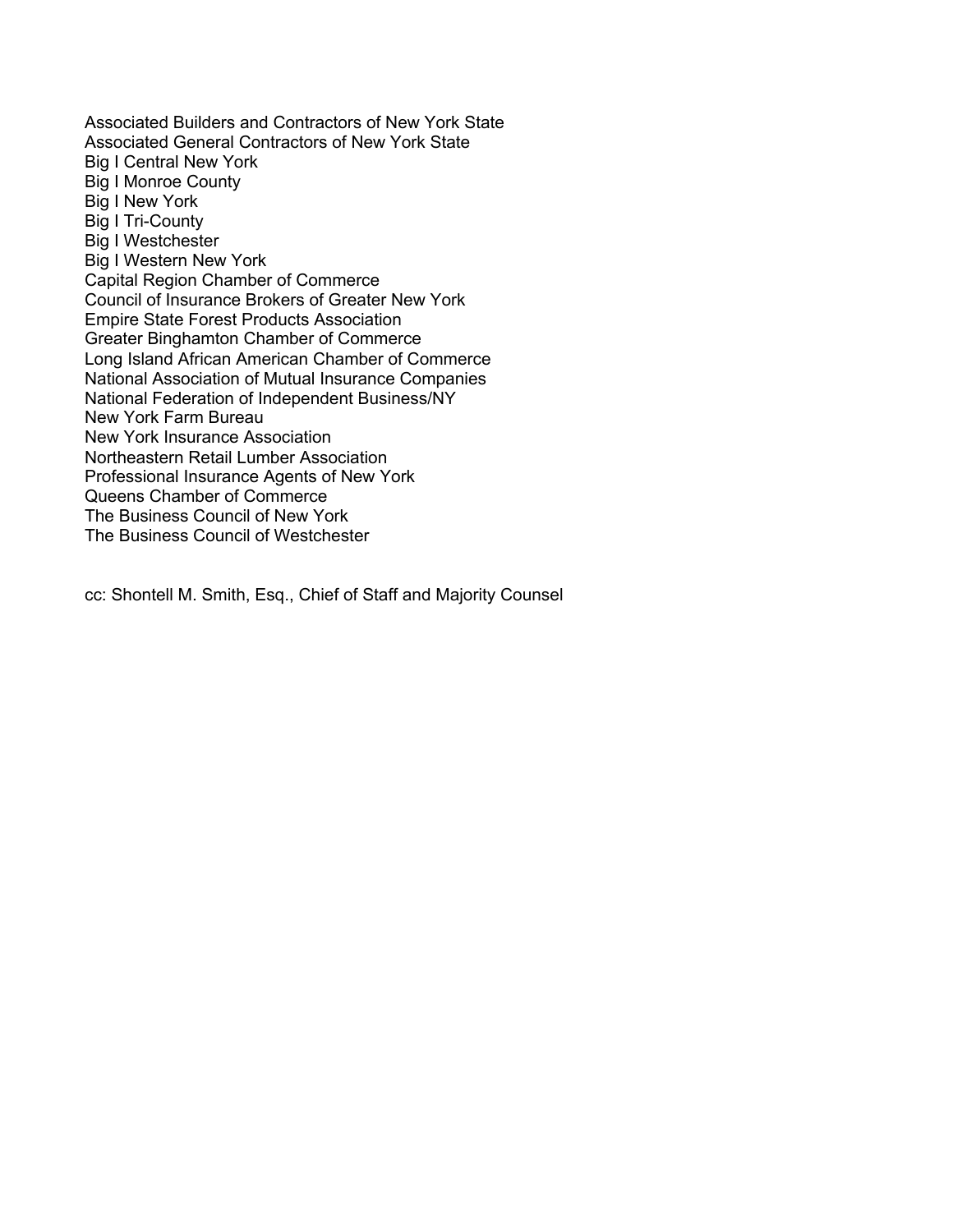Associated Builders and Contractors of New York State
Associated General Contractors of New York State
Big I Central New York
Big I Monroe County
Big I New York
Big I Tri-County
Big I Westchester
Big I Western New York
Capital Region Chamber of Commerce
Council of Insurance Brokers of Greater New York
Empire State Forest Products Association
Greater Binghamton Chamber of Commerce
Long Island African American Chamber of Commerce
National Association of Mutual Insurance Companies
National Federation of Independent Business/NY
New York Farm Bureau
New York Insurance Association
Northeastern Retail Lumber Association
Professional Insurance Agents of New York
Queens Chamber of Commerce
The Business Council of New York
The Business Council of Westchester

cc: Shontell M. Smith, Esq., Chief of Staff and Majority Counsel